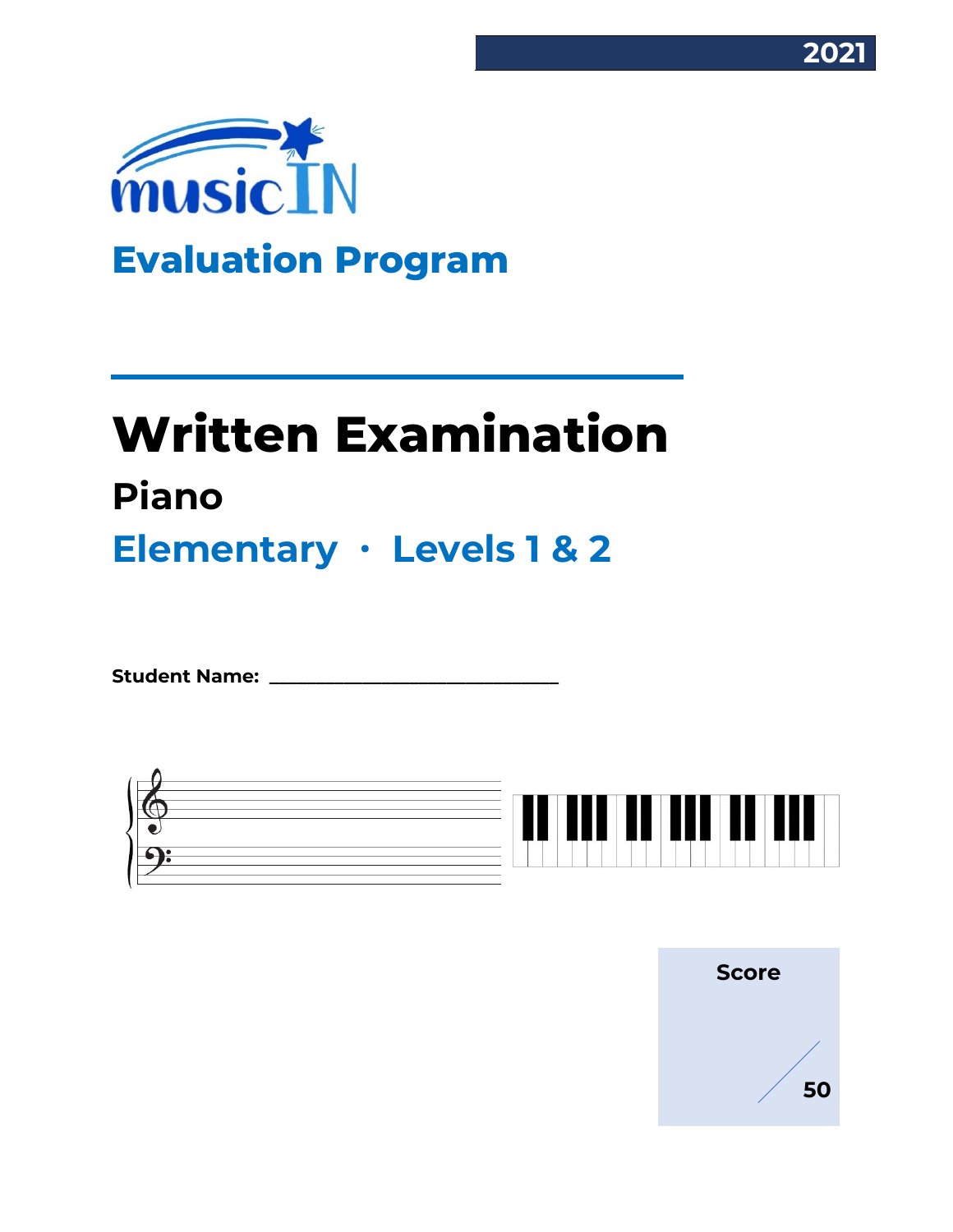2021

musicIN

# Evaluation Program

# Written Examination

## Piano

## Elementary · Levels 1 & 2

**Student Name:** ______________________________

**Score**

/ 50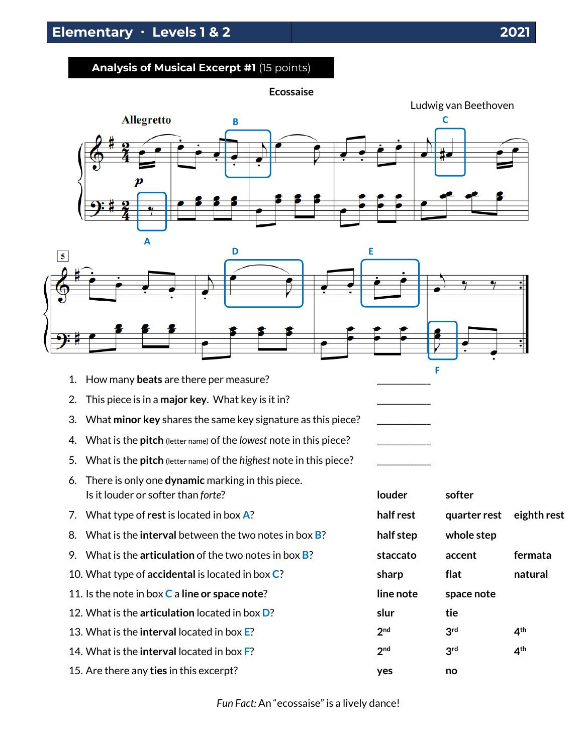## Elementary · Levels 1 & 2 2021

### Analysis of Musical Excerpt #1 (15 points)

**Ecossaise**

Ludwig van Beethoven

1. How many **beats** are there per measure? __________
2. This piece is in a **major key**. What key is it in? __________
3. What **minor key** shares the same key signature as this piece? __________
4. What is the **pitch** (letter name) of the *lowest* note in this piece? __________
5. What is the **pitch** (letter name) of the *highest* note in this piece? __________
6. There is only one **dynamic** marking in this piece. Is it louder or softer than *forte*? **louder** **softer**
7. What type of **rest** is located in box A? **half rest** **quarter rest** **eighth rest**
8. What is the **interval** between the two notes in box B? **half step** **whole step**
9. What is the **articulation** of the two notes in box B? **staccato** **accent** **fermata**
10. What type of **accidental** is located in box C? **sharp** **flat** **natural**
11. Is the note in box C a **line or space note**? **line note** **space note**
12. What is the **articulation** located in box D? **slur** **tie**
13. What is the **interval** located in box E? **2nd** **3rd** **4th**
14. What is the **interval** located in box F? **2nd** **3rd** **4th**
15. Are there any **ties** in this excerpt? **yes** **no**

*Fun Fact:* An "ecossaise" is a lively dance!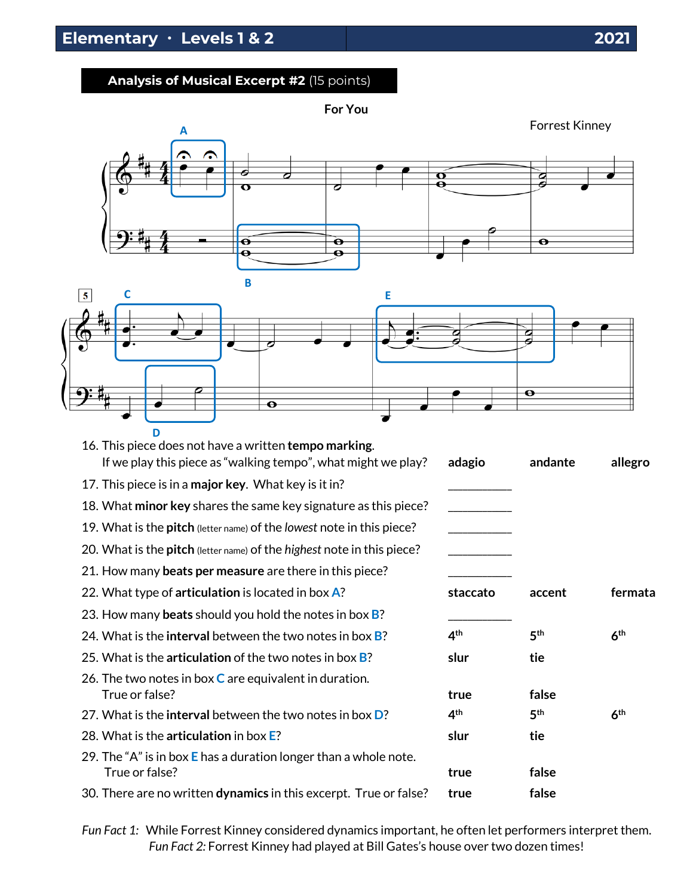## Analysis of Musical Excerpt #2 (15 points)

**For You**

Forrest Kinney

16. This piece does not have a written **tempo marking**.
    If we play this piece as "walking tempo", what might we play? — **adagio** | **andante** | **allegro**
17. This piece is in a **major key**. What key is it in? __________
18. What **minor key** shares the same key signature as this piece? __________
19. What is the **pitch** (letter name) of the *lowest* note in this piece? __________
20. What is the **pitch** (letter name) of the *highest* note in this piece? __________
21. How many **beats per measure** are there in this piece? __________
22. What type of **articulation** is located in box **A**? — **staccato** | **accent** | **fermata**
23. How many **beats** should you hold the notes in box **B**? __________
24. What is the **interval** between the two notes in box **B**? — **4th** | **5th** | **6th**
25. What is the **articulation** of the two notes in box **B**? — **slur** | **tie**
26. The two notes in box **C** are equivalent in duration.
    True or false? — **true** | **false**
27. What is the **interval** between the two notes in box **D**? — **4th** | **5th** | **6th**
28. What is the **articulation** in box **E**? — **slur** | **tie**
29. The "A" is in box **E** has a duration longer than a whole note.
    True or false? — **true** | **false**
30. There are no written **dynamics** in this excerpt. True or false? — **true** | **false**

*Fun Fact 1:* While Forrest Kinney considered dynamics important, he often let performers interpret them.
*Fun Fact 2:* Forrest Kinney had played at Bill Gates's house over two dozen times!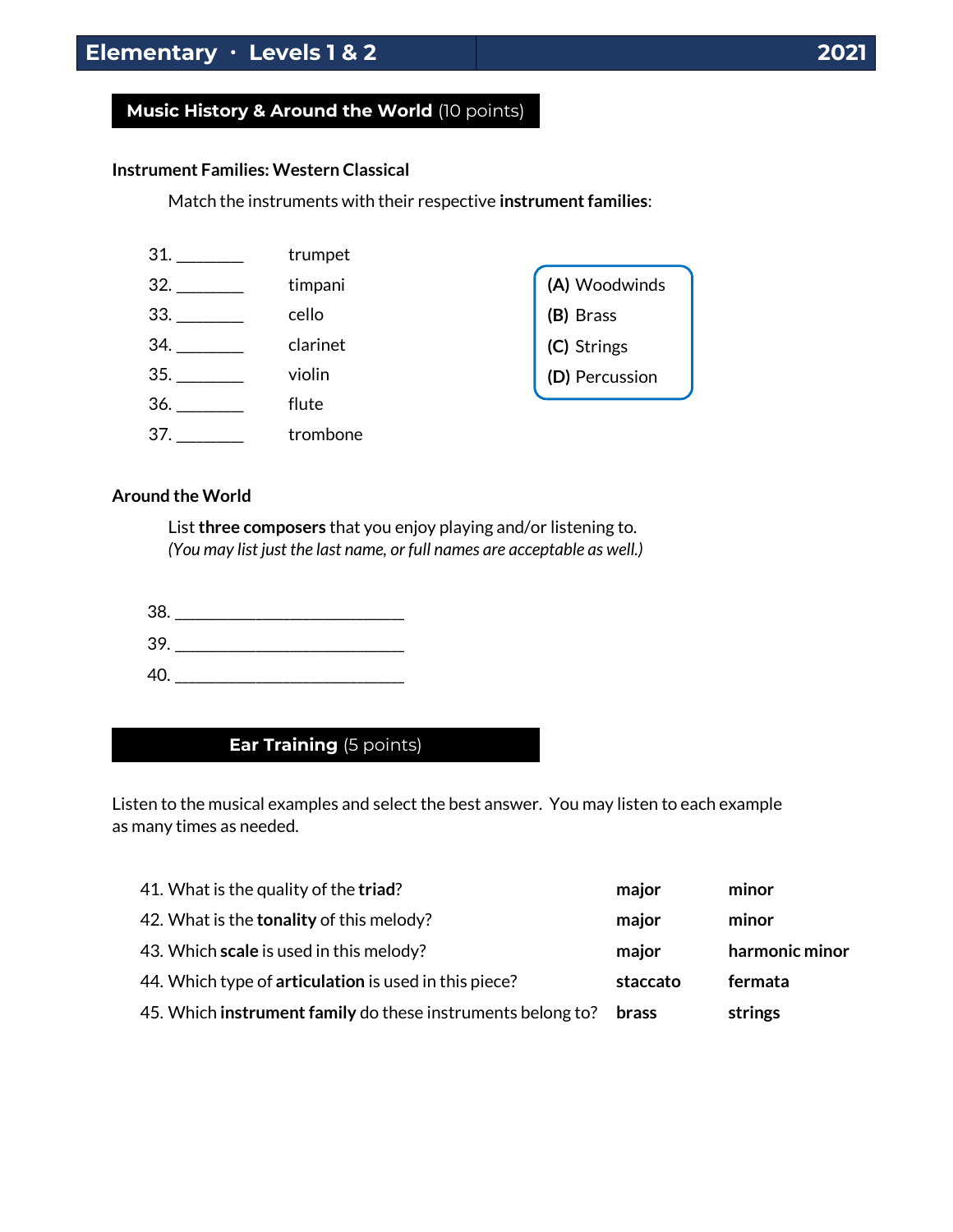## Music History & Around the World (10 points)

### Instrument Families: Western Classical

Match the instruments with their respective **instrument families**:

31. ________ trumpet
32. ________ timpani
33. ________ cello
34. ________ clarinet
35. ________ violin
36. ________ flute
37. ________ trombone

**(A)** Woodwinds
**(B)** Brass
**(C)** Strings
**(D)** Percussion

### Around the World

List **three composers** that you enjoy playing and/or listening to.
*(You may list just the last name, or full names are acceptable as well.)*

38. ___________________________
39. ___________________________
40. ___________________________

## Ear Training (5 points)

Listen to the musical examples and select the best answer. You may listen to each example as many times as needed.

| | | |
|---|---|---|
| 41. What is the quality of the **triad**? | **major** | **minor** |
| 42. What is the **tonality** of this melody? | **major** | **minor** |
| 43. Which **scale** is used in this melody? | **major** | **harmonic minor** |
| 44. Which type of **articulation** is used in this piece? | **staccato** | **fermata** |
| 45. Which **instrument family** do these instruments belong to? | **brass** | **strings** |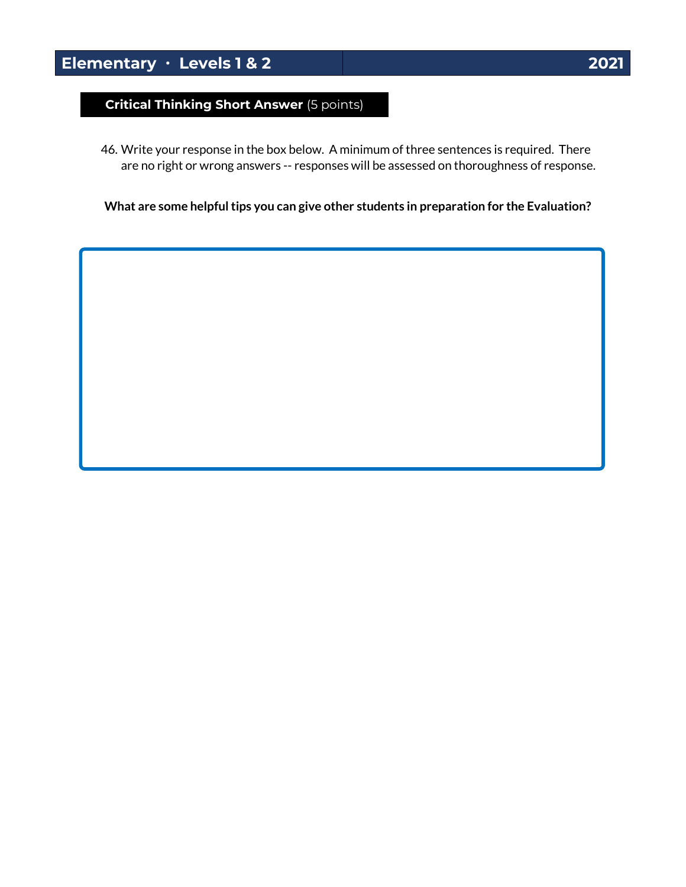**Critical Thinking Short Answer** (5 points)

46. Write your response in the box below. A minimum of three sentences is required. There are no right or wrong answers -- responses will be assessed on thoroughness of response.

**What are some helpful tips you can give other students in preparation for the Evaluation?**